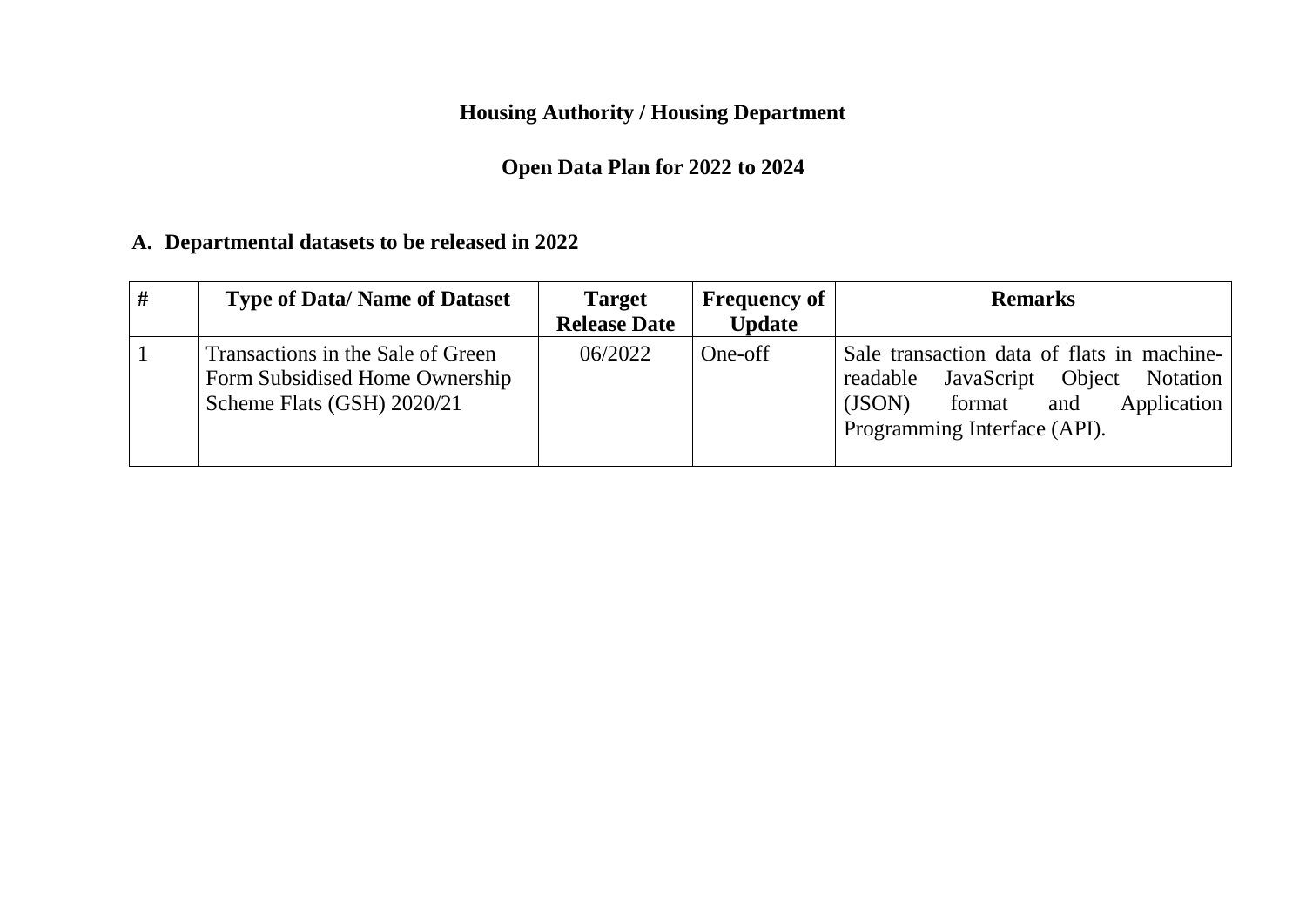# Housing Authority / Housing Department

## Open Data Plan for 2022 to 2024

### A. Departmental datasets to be released in 2022

| # | Type of Data/ Name of Dataset | Target Release Date | Frequency of Update | Remarks |
| --- | --- | --- | --- | --- |
| 1 | Transactions in the Sale of Green Form Subsidised Home Ownership Scheme Flats (GSH) 2020/21 | 06/2022 | One-off | Sale transaction data of flats in machine-readable JavaScript Object Notation (JSON) format and Application Programming Interface (API). |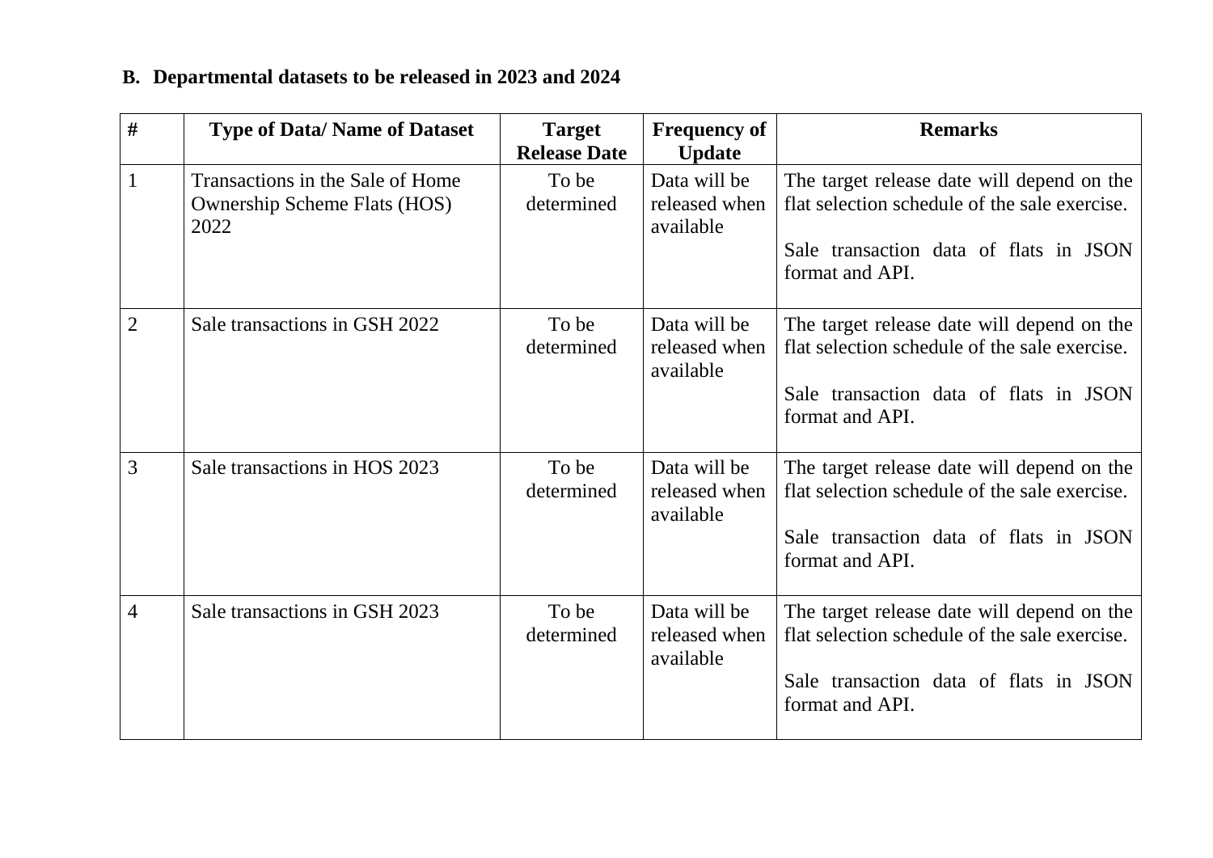### B. Departmental datasets to be released in 2023 and 2024

| # | Type of Data/ Name of Dataset | Target Release Date | Frequency of Update | Remarks |
|---|---|---|---|---|
| 1 | Transactions in the Sale of Home Ownership Scheme Flats (HOS) 2022 | To be determined | Data will be released when available | The target release date will depend on the flat selection schedule of the sale exercise.<br><br>Sale transaction data of flats in JSON format and API. |
| 2 | Sale transactions in GSH 2022 | To be determined | Data will be released when available | The target release date will depend on the flat selection schedule of the sale exercise.<br><br>Sale transaction data of flats in JSON format and API. |
| 3 | Sale transactions in HOS 2023 | To be determined | Data will be released when available | The target release date will depend on the flat selection schedule of the sale exercise.<br><br>Sale transaction data of flats in JSON format and API. |
| 4 | Sale transactions in GSH 2023 | To be determined | Data will be released when available | The target release date will depend on the flat selection schedule of the sale exercise.<br><br>Sale transaction data of flats in JSON format and API. |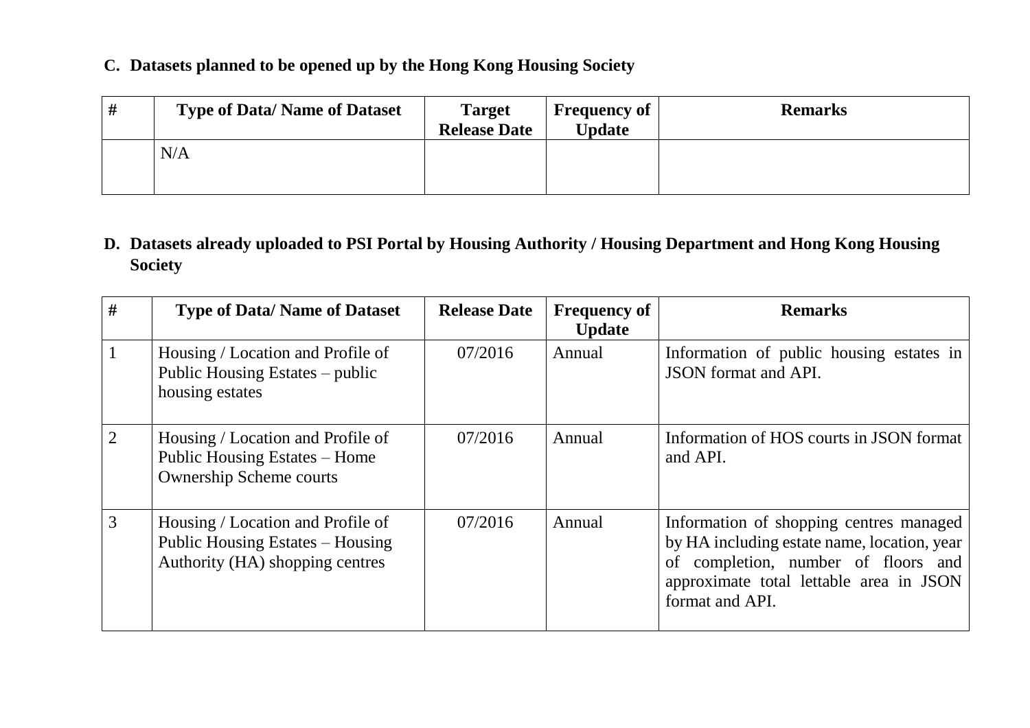## C. Datasets planned to be opened up by the Hong Kong Housing Society

| # | Type of Data/ Name of Dataset | Target Release Date | Frequency of Update | Remarks |
|---|---|---|---|---|
| | N/A | | | |

## D. Datasets already uploaded to PSI Portal by Housing Authority / Housing Department and Hong Kong Housing Society

| # | Type of Data/ Name of Dataset | Release Date | Frequency of Update | Remarks |
|---|---|---|---|---|
| 1 | Housing / Location and Profile of Public Housing Estates – public housing estates | 07/2016 | Annual | Information of public housing estates in JSON format and API. |
| 2 | Housing / Location and Profile of Public Housing Estates – Home Ownership Scheme courts | 07/2016 | Annual | Information of HOS courts in JSON format and API. |
| 3 | Housing / Location and Profile of Public Housing Estates – Housing Authority (HA) shopping centres | 07/2016 | Annual | Information of shopping centres managed by HA including estate name, location, year of completion, number of floors and approximate total lettable area in JSON format and API. |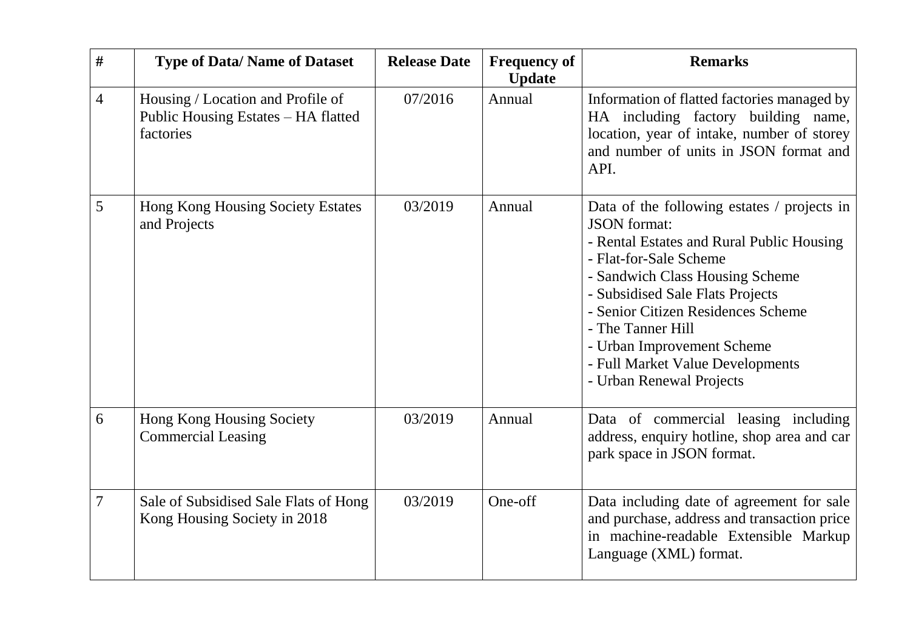| # | Type of Data/ Name of Dataset | Release Date | Frequency of Update | Remarks |
|---|---|---|---|---|
| 4 | Housing / Location and Profile of Public Housing Estates – HA flatted factories | 07/2016 | Annual | Information of flatted factories managed by HA including factory building name, location, year of intake, number of storey and number of units in JSON format and API. |
| 5 | Hong Kong Housing Society Estates and Projects | 03/2019 | Annual | Data of the following estates / projects in JSON format:<br>- Rental Estates and Rural Public Housing<br>- Flat-for-Sale Scheme<br>- Sandwich Class Housing Scheme<br>- Subsidised Sale Flats Projects<br>- Senior Citizen Residences Scheme<br>- The Tanner Hill<br>- Urban Improvement Scheme<br>- Full Market Value Developments<br>- Urban Renewal Projects |
| 6 | Hong Kong Housing Society Commercial Leasing | 03/2019 | Annual | Data of commercial leasing including address, enquiry hotline, shop area and car park space in JSON format. |
| 7 | Sale of Subsidised Sale Flats of Hong Kong Housing Society in 2018 | 03/2019 | One-off | Data including date of agreement for sale and purchase, address and transaction price in machine-readable Extensible Markup Language (XML) format. |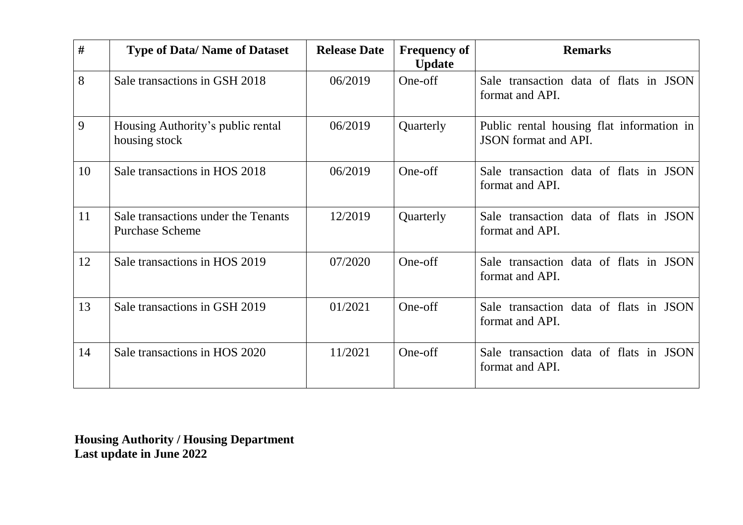| # | Type of Data/ Name of Dataset | Release Date | Frequency of Update | Remarks |
|---|---|---|---|---|
| 8 | Sale transactions in GSH 2018 | 06/2019 | One-off | Sale transaction data of flats in JSON format and API. |
| 9 | Housing Authority's public rental housing stock | 06/2019 | Quarterly | Public rental housing flat information in JSON format and API. |
| 10 | Sale transactions in HOS 2018 | 06/2019 | One-off | Sale transaction data of flats in JSON format and API. |
| 11 | Sale transactions under the Tenants Purchase Scheme | 12/2019 | Quarterly | Sale transaction data of flats in JSON format and API. |
| 12 | Sale transactions in HOS 2019 | 07/2020 | One-off | Sale transaction data of flats in JSON format and API. |
| 13 | Sale transactions in GSH 2019 | 01/2021 | One-off | Sale transaction data of flats in JSON format and API. |
| 14 | Sale transactions in HOS 2020 | 11/2021 | One-off | Sale transaction data of flats in JSON format and API. |

**Housing Authority / Housing Department**
**Last update in June 2022**